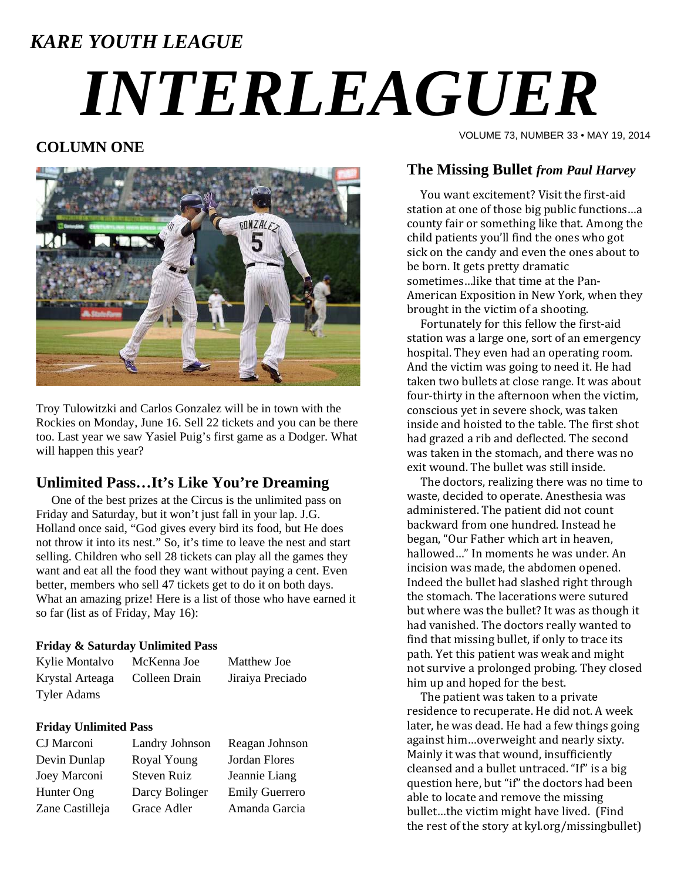*KARE YOUTH LEAGUE*

# *INTERLEAGUER*

VOLUME 73, NUMBER 33 • MAY 19, 2014

## COLUMN ONE

Troy Tulowitzki and Carlos Gonzalez will be in town with the Rockies on Monday, June 16. Sell 22 tickets and you can be there too. Last year we saw Yasiel Puig's first game as a Dodger. What will happen this year?

## Unlimited Pass…It's Like You're Dreaming

One of the best prizes at the Circus is the unlimited pass on Friday and Saturday, but it won't just fall in your lap. J.G. Holland once said, "God gives every bird its food, but He does not throw it into its nest." So, it's time to leave the nest and start selling. Children who sell 28 tickets can play all the games they want and eat all the food they want without paying a cent. Even better, members who sell 47 tickets get to do it on both days. What an amazing prize! Here is a list of those who have earned it so far (list as of Friday, May 16):

**Friday & Saturday Unlimited Pass**

| | | |
|---|---|---|
| Kylie Montalvo | McKenna Joe | Matthew Joe |
| Krystal Arteaga | Colleen Drain | Jiraiya Preciado |
| Tyler Adams | | |

**Friday Unlimited Pass**

| | | |
|---|---|---|
| CJ Marconi | Landry Johnson | Reagan Johnson |
| Devin Dunlap | Royal Young | Jordan Flores |
| Joey Marconi | Steven Ruiz | Jeannie Liang |
| Hunter Ong | Darcy Bolinger | Emily Guerrero |
| Zane Castilleja | Grace Adler | Amanda Garcia |

## The Missing Bullet *from Paul Harvey*

You want excitement? Visit the first-aid station at one of those big public functions…a county fair or something like that. Among the child patients you'll find the ones who got sick on the candy and even the ones about to be born. It gets pretty dramatic sometimes…like that time at the Pan-American Exposition in New York, when they brought in the victim of a shooting.

Fortunately for this fellow the first-aid station was a large one, sort of an emergency hospital. They even had an operating room. And the victim was going to need it. He had taken two bullets at close range. It was about four-thirty in the afternoon when the victim, conscious yet in severe shock, was taken inside and hoisted to the table. The first shot had grazed a rib and deflected. The second was taken in the stomach, and there was no exit wound. The bullet was still inside.

The doctors, realizing there was no time to waste, decided to operate. Anesthesia was administered. The patient did not count backward from one hundred. Instead he began, "Our Father which art in heaven, hallowed…" In moments he was under. An incision was made, the abdomen opened. Indeed the bullet had slashed right through the stomach. The lacerations were sutured but where was the bullet? It was as though it had vanished. The doctors really wanted to find that missing bullet, if only to trace its path. Yet this patient was weak and might not survive a prolonged probing. They closed him up and hoped for the best.

The patient was taken to a private residence to recuperate. He did not. A week later, he was dead. He had a few things going against him…overweight and nearly sixty. Mainly it was that wound, insufficiently cleansed and a bullet untraced. "If" is a big question here, but "if" the doctors had been able to locate and remove the missing bullet…the victim might have lived. (Find the rest of the story at kyl.org/missingbullet)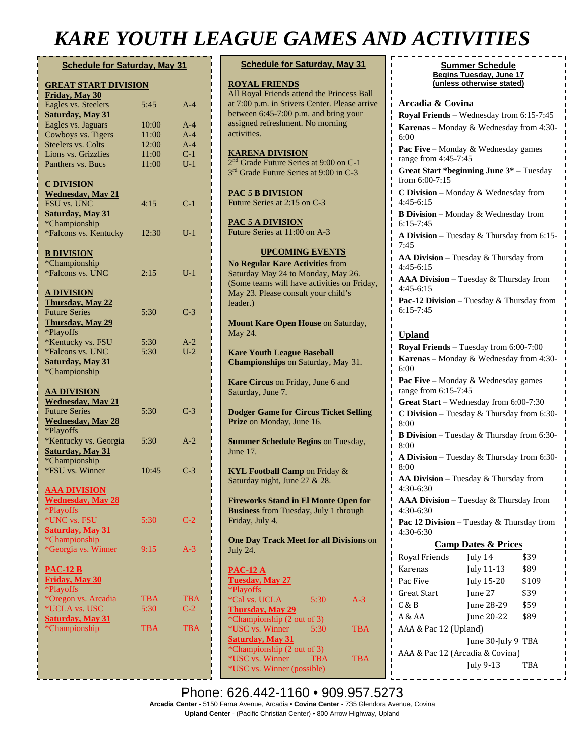# KARE YOUTH LEAGUE GAMES AND ACTIVITIES

## Schedule for Saturday, May 31

### GREAT START DIVISION

| | | |
|---|---|---|
| **Friday, May 30** | | |
| Eagles vs. Steelers | 5:45 | A-4 |
| **Saturday, May 31** | | |
| Eagles vs. Jaguars | 10:00 | A-4 |
| Cowboys vs. Tigers | 11:00 | A-4 |
| Steelers vs. Colts | 12:00 | A-4 |
| Lions vs. Grizzlies | 11:00 | C-1 |
| Panthers vs. Bucs | 11:00 | U-1 |

### C DIVISION

| | | |
|---|---|---|
| **Wednesday, May 21** | | |
| FSU vs. UNC | 4:15 | C-1 |
| **Saturday, May 31** | | |
| *Championship | | |
| *Falcons vs. Kentucky | 12:30 | U-1 |

### B DIVISION

| | | |
|---|---|---|
| *Championship | | |
| *Falcons vs. UNC | 2:15 | U-1 |

### A DIVISION

| | | |
|---|---|---|
| **Thursday, May 22** | | |
| Future Series | 5:30 | C-3 |
| **Thursday, May 29** | | |
| *Playoffs | | |
| *Kentucky vs. FSU | 5:30 | A-2 |
| *Falcons vs. UNC | 5:30 | U-2 |
| **Saturday, May 31** | | |
| *Championship | | |

### AA DIVISION

| | | |
|---|---|---|
| **Wednesday, May 21** | | |
| Future Series | 5:30 | C-3 |
| **Wednesday, May 28** | | |
| *Playoffs | | |
| *Kentucky vs. Georgia | 5:30 | A-2 |
| **Saturday, May 31** | | |
| *Championship | | |
| *FSU vs. Winner | 10:45 | C-3 |

### AAA DIVISION

| | | |
|---|---|---|
| **Wednesday, May 28** | | |
| *Playoffs | | |
| *UNC vs. FSU | 5:30 | C-2 |
| **Saturday, May 31** | | |
| *Championship | | |
| *Georgia vs. Winner | 9:15 | A-3 |

### PAC-12 B

| | | |
|---|---|---|
| **Friday, May 30** | | |
| *Playoffs | | |
| *Oregon vs. Arcadia | TBA | TBA |
| *UCLA vs. USC | 5:30 | C-2 |
| **Saturday, May 31** | | |
| *Championship | TBA | TBA |

## Schedule for Saturday, May 31

### ROYAL FRIENDS

All Royal Friends attend the Princess Ball at 7:00 p.m. in Stivers Center. Please arrive between 6:45-7:00 p.m. and bring your assigned refreshment. No morning activities.

### KARENA DIVISION

2nd Grade Future Series at 9:00 on C-1
3rd Grade Future Series at 9:00 in C-3

### PAC 5 B DIVISION

Future Series at 2:15 on C-3

### PAC 5 A DIVISION

Future Series at 11:00 on A-3

### UPCOMING EVENTS

**No Regular Kare Activities** from Saturday May 24 to Monday, May 26. (Some teams will have activities on Friday, May 23. Please consult your child's leader.)

**Mount Kare Open House** on Saturday, May 24.

**Kare Youth League Baseball Championships** on Saturday, May 31.

**Kare Circus** on Friday, June 6 and Saturday, June 7.

**Dodger Game for Circus Ticket Selling Prize** on Monday, June 16.

**Summer Schedule Begins** on Tuesday, June 17.

**KYL Football Camp** on Friday & Saturday night, June 27 & 28.

**Fireworks Stand in El Monte Open for Business** from Tuesday, July 1 through Friday, July 4.

**One Day Track Meet for all Divisions** on July 24.

### PAC-12 A

| | | |
|---|---|---|
| **Tuesday, May 27** | | |
| *Playoffs | | |
| *Cal vs. UCLA | 5:30 | A-3 |
| **Thursday, May 29** | | |
| *Championship (2 out of 3) | | |
| *USC vs. Winner | 5:30 | TBA |
| **Saturday, May 31** | | |
| *Championship (2 out of 3) | | |
| *USC vs. Winner | TBA | TBA |
| *USC vs. Winner (possible) | | |

## Summer Schedule

**Begins Tuesday, June 17**
**(unless otherwise stated)**

### Arcadia & Covina

**Royal Friends** – Wednesday from 6:15-7:45
**Karenas** – Monday & Wednesday from 4:30-6:00
**Pac Five** – Monday & Wednesday games range from 4:45-7:45
**Great Start *beginning June 3*** – Tuesday from 6:00-7:15
**C Division** – Monday & Wednesday from 4:45-6:15
**B Division** – Monday & Wednesday from 6:15-7:45
**A Division** – Tuesday & Thursday from 6:15-7:45
**AA Division** – Tuesday & Thursday from 4:45-6:15
**AAA Division** – Tuesday & Thursday from 4:45-6:15
**Pac-12 Division** – Tuesday & Thursday from 6:15-7:45

### Upland

**Royal Friends** – Tuesday from 6:00-7:00
**Karenas** – Monday & Wednesday from 4:30-6:00
**Pac Five** – Monday & Wednesday games range from 6:15-7:45
**Great Start** – Wednesday from 6:00-7:30
**C Division** – Tuesday & Thursday from 6:30-8:00
**B Division** – Tuesday & Thursday from 6:30-8:00
**A Division** – Tuesday & Thursday from 6:30-8:00
**AA Division** – Tuesday & Thursday from 4:30-6:30
**AAA Division** – Tuesday & Thursday from 4:30-6:30
**Pac 12 Division** – Tuesday & Thursday from 4:30-6:30

### Camp Dates & Prices

| | | |
|---|---|---|
| Royal Friends | July 14 | $39 |
| Karenas | July 11-13 | $89 |
| Pac Five | July 15-20 | $109 |
| Great Start | June 27 | $39 |
| C & B | June 28-29 | $59 |
| A & AA | June 20-22 | $89 |
| AAA & Pac 12 (Upland) | June 30-July 9 | TBA |
| AAA & Pac 12 (Arcadia & Covina) | July 9-13 | TBA |

Phone: 626.442-1160 • 909.957.5273

**Arcadia Center** - 5150 Farna Avenue, Arcadia • **Covina Center** - 735 Glendora Avenue, Covina
**Upland Center** - (Pacific Christian Center) • 800 Arrow Highway, Upland